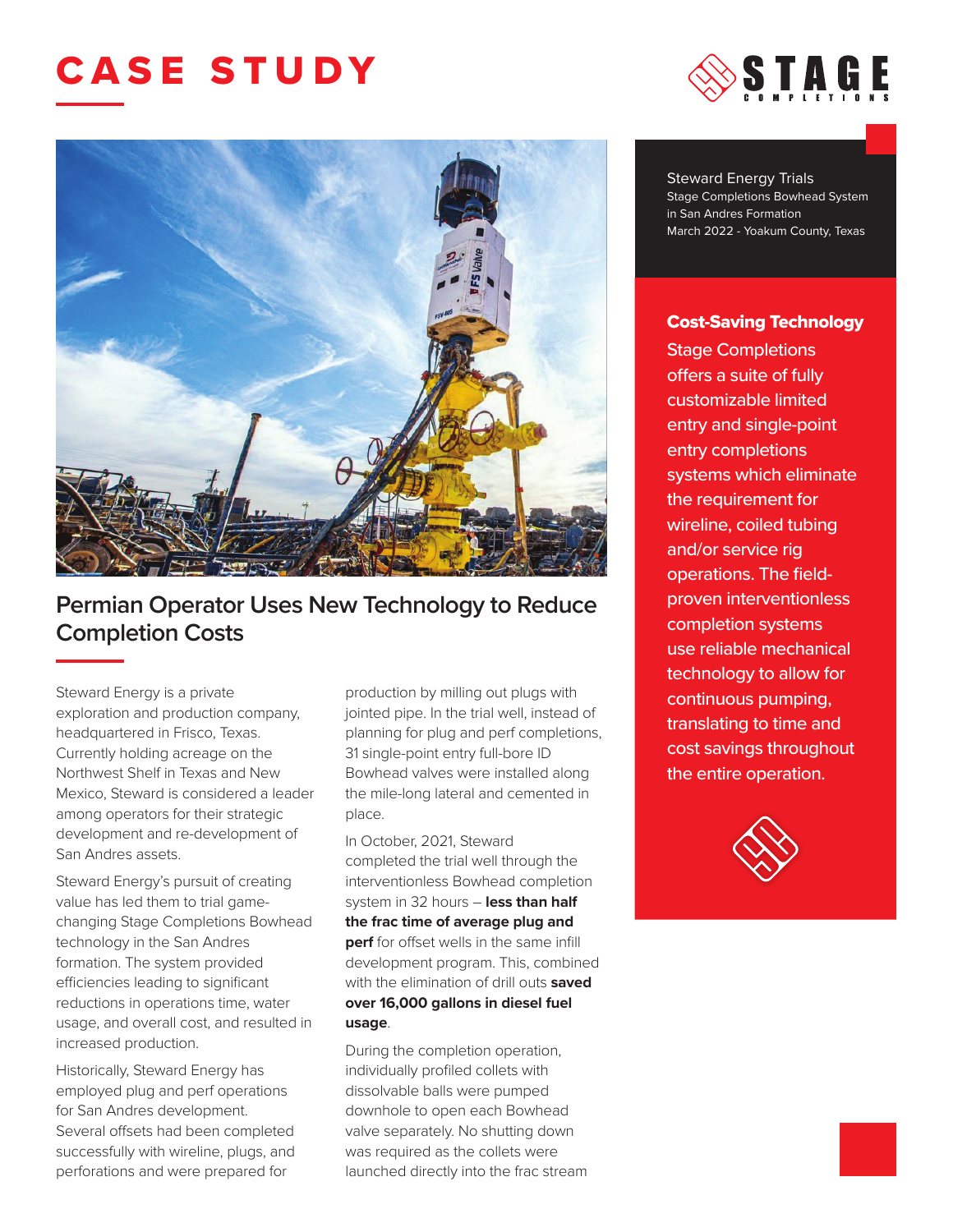# CASE STUDY

STAGE COMPLETIONS

Steward Energy Trials
Stage Completions Bowhead System in San Andres Formation
March 2022 - Yoakum County, Texas

## Permian Operator Uses New Technology to Reduce Completion Costs

Steward Energy is a private exploration and production company, headquartered in Frisco, Texas. Currently holding acreage on the Northwest Shelf in Texas and New Mexico, Steward is considered a leader among operators for their strategic development and re-development of San Andres assets.

Steward Energy's pursuit of creating value has led them to trial game-changing Stage Completions Bowhead technology in the San Andres formation. The system provided efficiencies leading to significant reductions in operations time, water usage, and overall cost, and resulted in increased production.

Historically, Steward Energy has employed plug and perf operations for San Andres development. Several offsets had been completed successfully with wireline, plugs, and perforations and were prepared for production by milling out plugs with jointed pipe. In the trial well, instead of planning for plug and perf completions, 31 single-point entry full-bore ID Bowhead valves were installed along the mile-long lateral and cemented in place.

In October, 2021, Steward completed the trial well through the interventionless Bowhead completion system in 32 hours – **less than half the frac time of average plug and perf** for offset wells in the same infill development program. This, combined with the elimination of drill outs **saved over 16,000 gallons in diesel fuel usage**.

During the completion operation, individually profiled collets with dissolvable balls were pumped downhole to open each Bowhead valve separately. No shutting down was required as the collets were launched directly into the frac stream

### Cost-Saving Technology

Stage Completions offers a suite of fully customizable limited entry and single-point entry completions systems which eliminate the requirement for wireline, coiled tubing and/or service rig operations. The field-proven interventionless completion systems use reliable mechanical technology to allow for continuous pumping, translating to time and cost savings throughout the entire operation.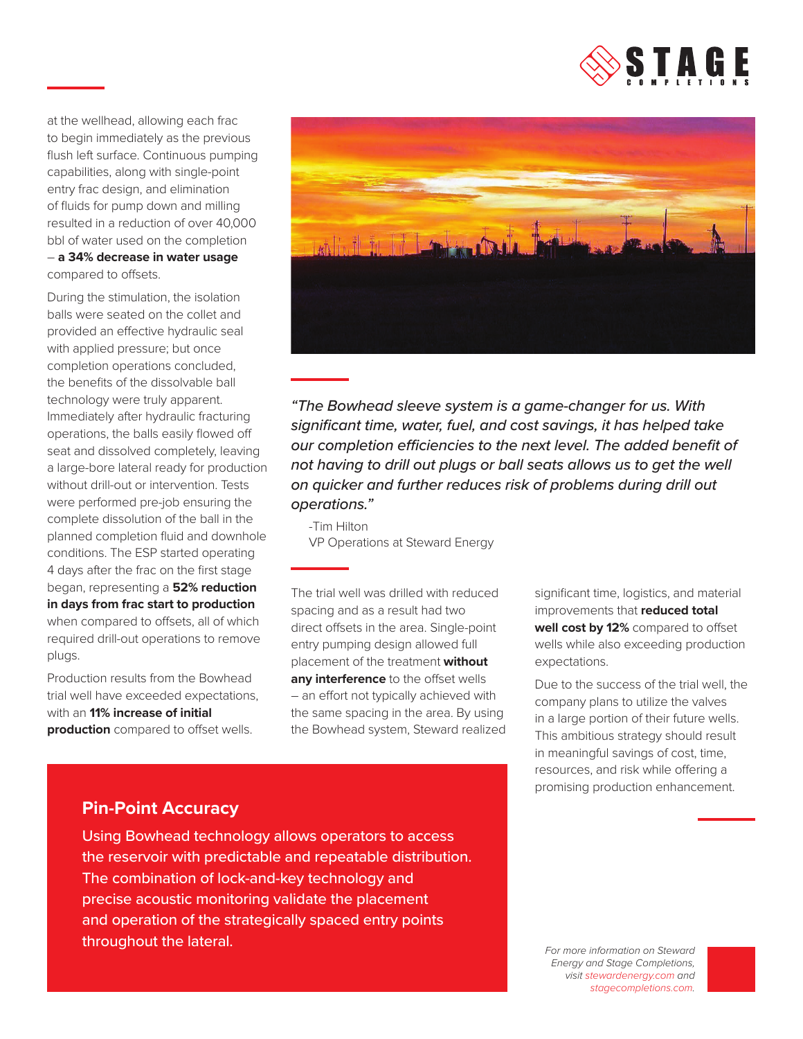at the wellhead, allowing each frac to begin immediately as the previous flush left surface. Continuous pumping capabilities, along with single-point entry frac design, and elimination of fluids for pump down and milling resulted in a reduction of over 40,000 bbl of water used on the completion – **a 34% decrease in water usage** compared to offsets.

During the stimulation, the isolation balls were seated on the collet and provided an effective hydraulic seal with applied pressure; but once completion operations concluded, the benefits of the dissolvable ball technology were truly apparent. Immediately after hydraulic fracturing operations, the balls easily flowed off seat and dissolved completely, leaving a large-bore lateral ready for production without drill-out or intervention. Tests were performed pre-job ensuring the complete dissolution of the ball in the planned completion fluid and downhole conditions. The ESP started operating 4 days after the frac on the first stage began, representing a **52% reduction in days from frac start to production** when compared to offsets, all of which required drill-out operations to remove plugs.

Production results from the Bowhead trial well have exceeded expectations, with an **11% increase of initial production** compared to offset wells.

*"The Bowhead sleeve system is a game-changer for us. With significant time, water, fuel, and cost savings, it has helped take our completion efficiencies to the next level. The added benefit of not having to drill out plugs or ball seats allows us to get the well on quicker and further reduces risk of problems during drill out operations."*

-Tim Hilton
VP Operations at Steward Energy

The trial well was drilled with reduced spacing and as a result had two direct offsets in the area. Single-point entry pumping design allowed full placement of the treatment **without any interference** to the offset wells – an effort not typically achieved with the same spacing in the area. By using the Bowhead system, Steward realized significant time, logistics, and material improvements that **reduced total well cost by 12%** compared to offset wells while also exceeding production expectations.

Due to the success of the trial well, the company plans to utilize the valves in a large portion of their future wells. This ambitious strategy should result in meaningful savings of cost, time, resources, and risk while offering a promising production enhancement.

## Pin-Point Accuracy

Using Bowhead technology allows operators to access the reservoir with predictable and repeatable distribution. The combination of lock-and-key technology and precise acoustic monitoring validate the placement and operation of the strategically spaced entry points throughout the lateral.

*For more information on Steward Energy and Stage Completions, visit stewardenergy.com and stagecompletions.com.*